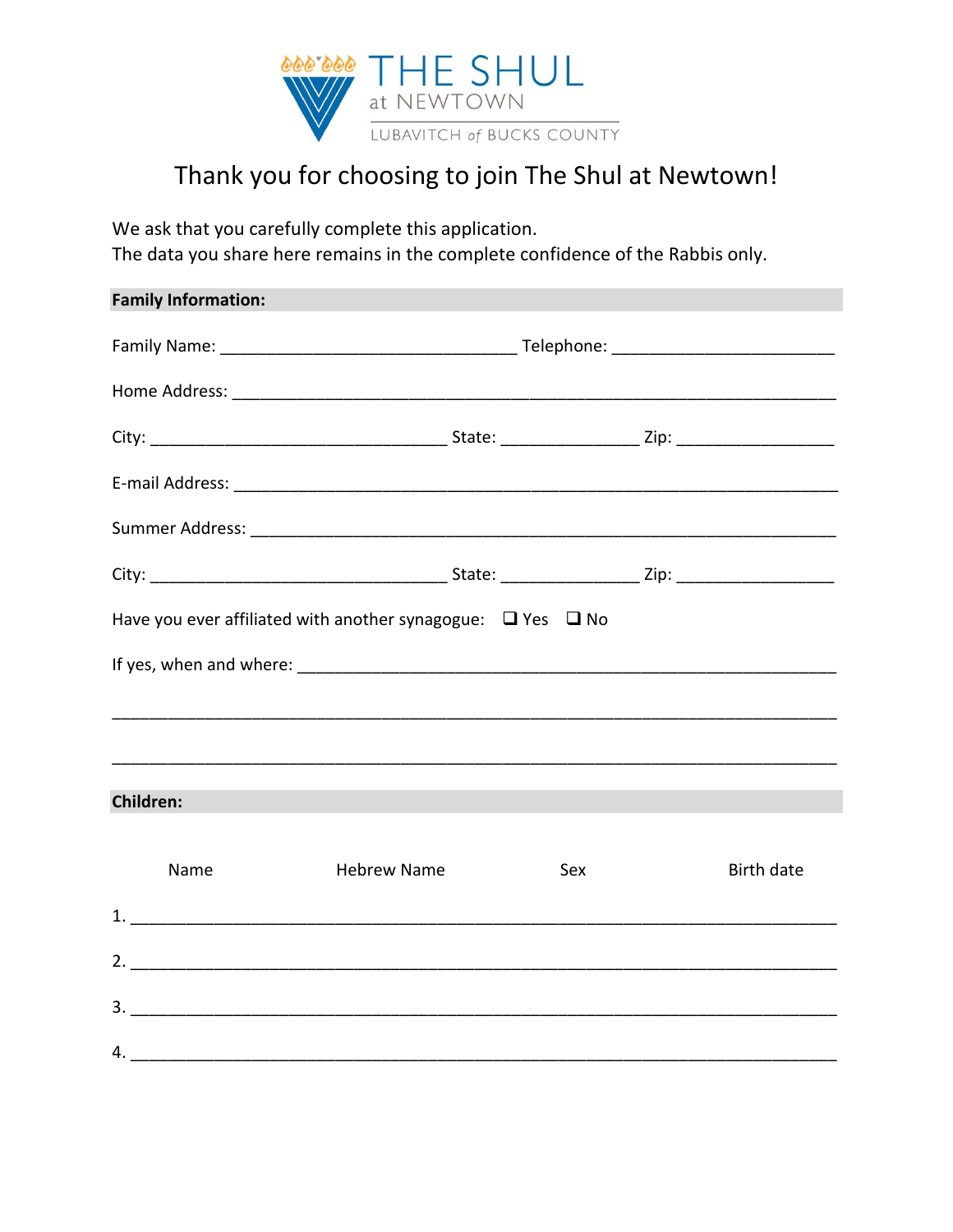THE SHUL
at NEWTOWN
LUBAVITCH of BUCKS COUNTY

# Thank you for choosing to join The Shul at Newtown!

We ask that you carefully complete this application.
The data you share here remains in the complete confidence of the Rabbis only.

## Family Information:

Family Name: ________________________________ Telephone: ________________________

Home Address: ____________________________________________________________

City: ________________________________ State: _______________ Zip: _________________

E-mail Address: ____________________________________________________________

Summer Address: ___________________________________________________________

City: ________________________________ State: _______________ Zip: _________________

Have you ever affiliated with another synagogue: ☐ Yes ☐ No

If yes, when and where: _______________________________________________________

______________________________________________________________________________

______________________________________________________________________________

## Children:

| | Name | Hebrew Name | Sex | Birth date |
|---|---|---|---|---|
| 1. | | | | |
| 2. | | | | |
| 3. | | | | |
| 4. | | | | |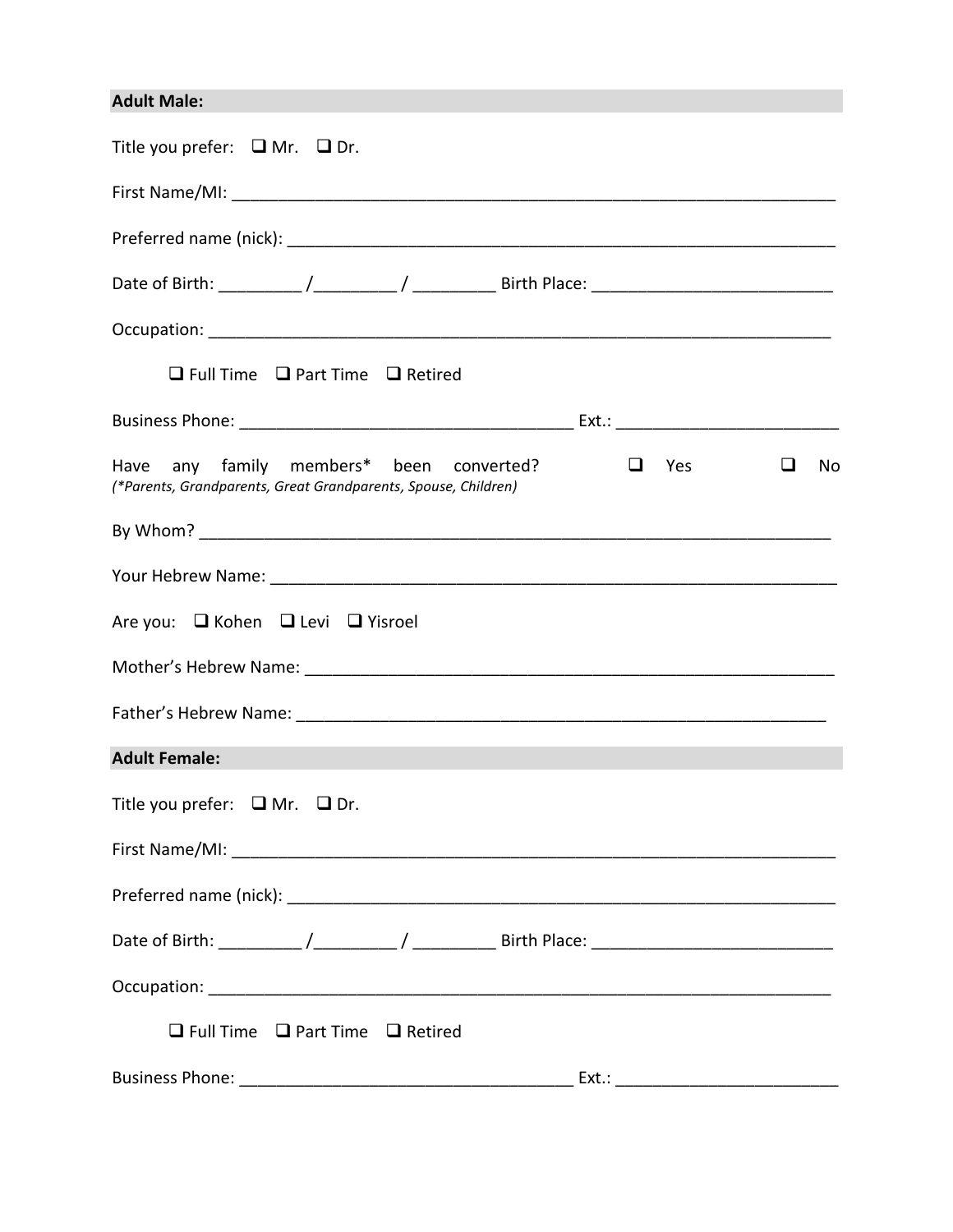**Adult Male:**

Title you prefer: ❑ Mr. ❑ Dr.

First Name/MI: ___________________________________________________________________

Preferred name (nick): _____________________________________________________________

Date of Birth: _________ /_________ / _________ Birth Place: __________________________

Occupation: _____________________________________________________________________

❑ Full Time ❑ Part Time ❑ Retired

Business Phone: ____________________________________ Ext.: ________________________

Have any family members* been converted? ❑ Yes ❑ No
*(*Parents, Grandparents, Great Grandparents, Spouse, Children)*

By Whom? _______________________________________________________________________

Your Hebrew Name: _______________________________________________________________

Are you: ❑ Kohen ❑ Levi ❑ Yisroel

Mother's Hebrew Name: ____________________________________________________________

Father's Hebrew Name: _____________________________________________________________

**Adult Female:**

Title you prefer: ❑ Mr. ❑ Dr.

First Name/MI: ___________________________________________________________________

Preferred name (nick): _____________________________________________________________

Date of Birth: _________ /_________ / _________ Birth Place: __________________________

Occupation: _____________________________________________________________________

❑ Full Time ❑ Part Time ❑ Retired

Business Phone: ____________________________________ Ext.: ________________________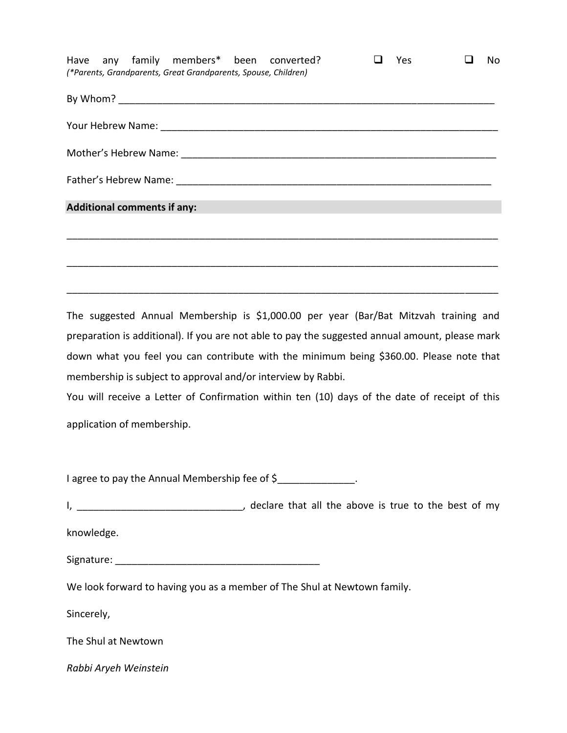Have any family members* been converted? ☐ Yes ☐ No
*(*Parents, Grandparents, Great Grandparents, Spouse, Children)*

By Whom? ______________________________________________________________________

Your Hebrew Name: _______________________________________________________________

Mother's Hebrew Name: ____________________________________________________________

Father's Hebrew Name: ____________________________________________________________

**Additional comments if any:**

______________________________________________________________________________

______________________________________________________________________________

______________________________________________________________________________

The suggested Annual Membership is $1,000.00 per year (Bar/Bat Mitzvah training and preparation is additional). If you are not able to pay the suggested annual amount, please mark down what you feel you can contribute with the minimum being $360.00. Please note that membership is subject to approval and/or interview by Rabbi.
You will receive a Letter of Confirmation within ten (10) days of the date of receipt of this application of membership.

I agree to pay the Annual Membership fee of $______________.

I, ______________________________, declare that all the above is true to the best of my knowledge.

Signature: ______________________________________

We look forward to having you as a member of The Shul at Newtown family.

Sincerely,

The Shul at Newtown

*Rabbi Aryeh Weinstein*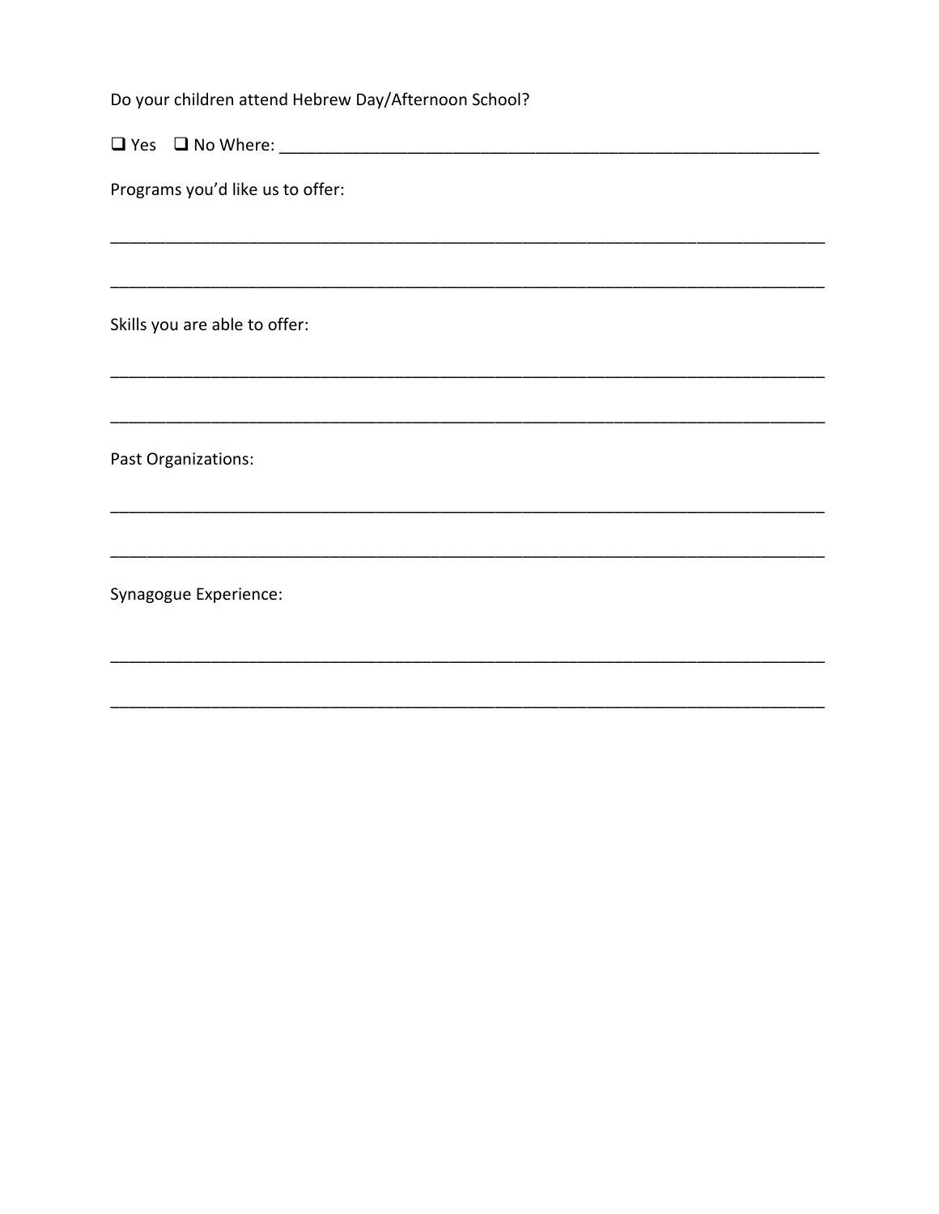Do your children attend Hebrew Day/Afternoon School?

❑ Yes ❑ No Where: ____________________________________________________________

Programs you'd like us to offer:

________________________________________________________________________________

________________________________________________________________________________

Skills you are able to offer:

________________________________________________________________________________

________________________________________________________________________________

Past Organizations:

________________________________________________________________________________

________________________________________________________________________________

Synagogue Experience:

________________________________________________________________________________

________________________________________________________________________________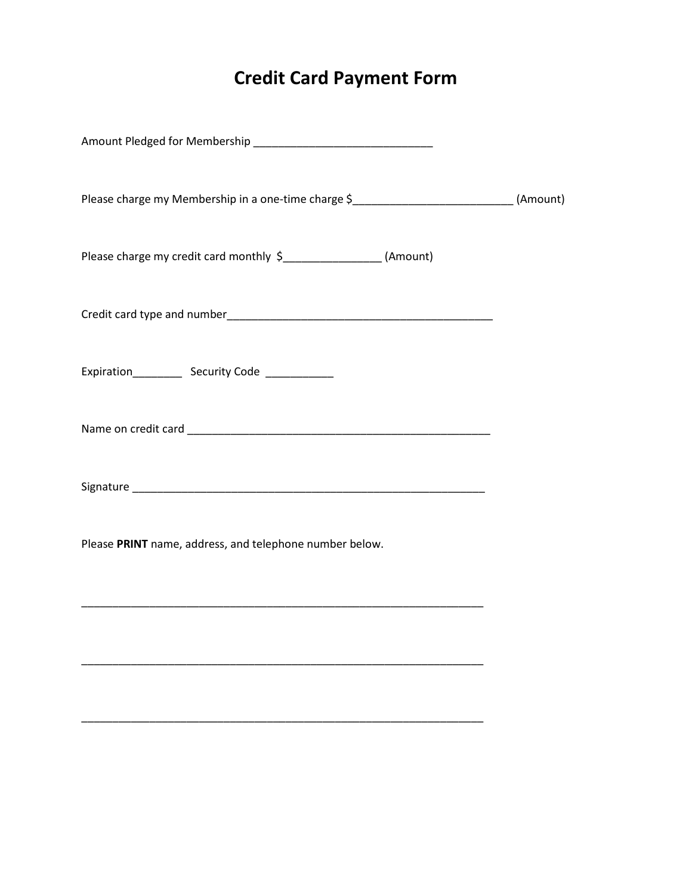# Credit Card Payment Form

Amount Pledged for Membership _____________________________

Please charge my Membership in a one-time charge $_________________________ (Amount)

Please charge my credit card monthly  $_______________ (Amount)

Credit card type and number___________________________________________

Expiration________   Security Code ___________

Name on credit card _________________________________________________

Signature _________________________________________________________

Please **PRINT** name, address, and telephone number below.

_________________________________________________________________

_________________________________________________________________

_________________________________________________________________